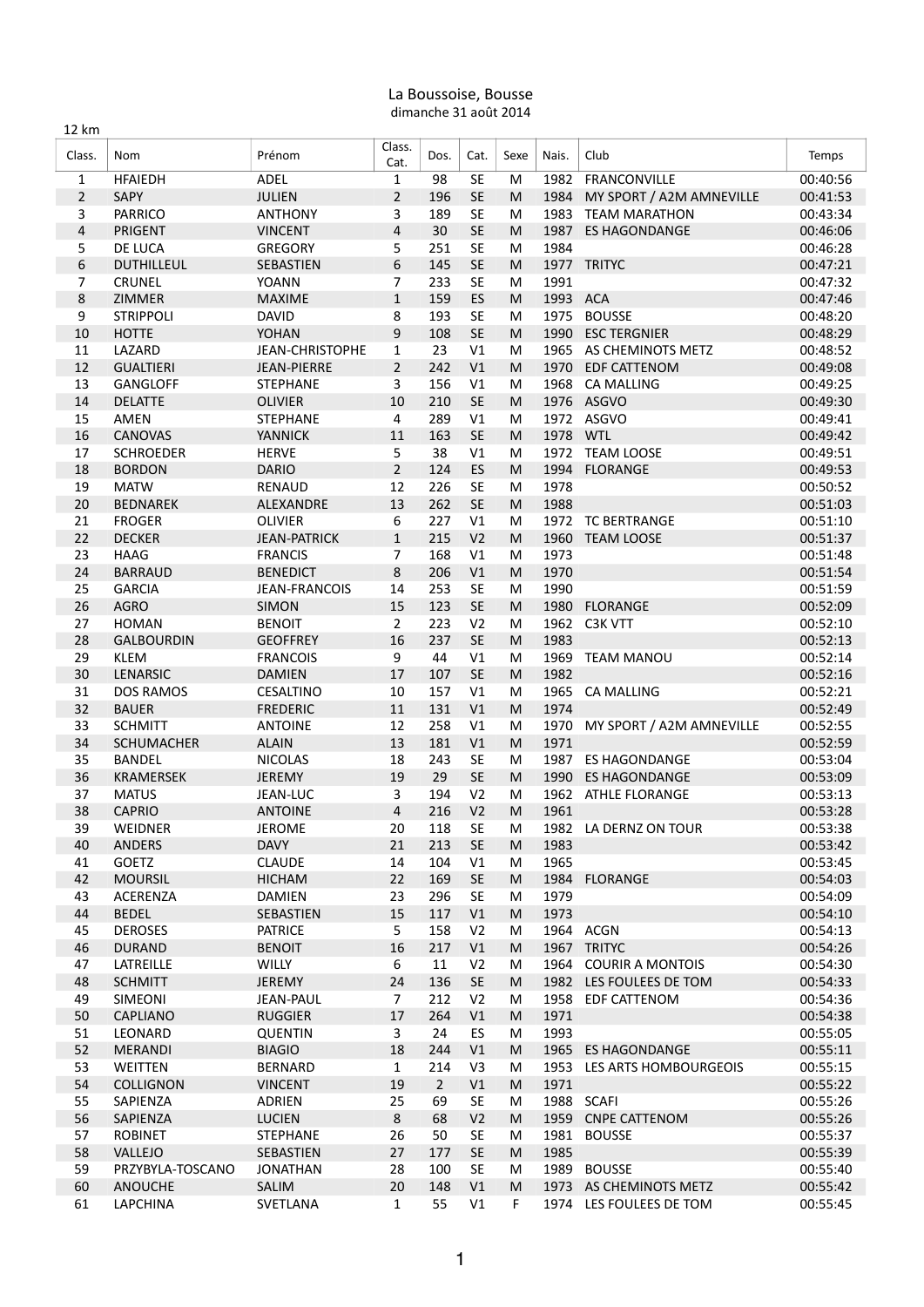# La Boussoise, Bousse

dimanche 31 août 2014

12 km

| Class. | Nom | Prénom | Class. Cat. | Dos. | Cat. | Sexe | Nais. | Club | Temps |
|---|---|---|---|---|---|---|---|---|---|
| 1 | HFAIEDH | ADEL | 1 | 98 | SE | M | 1982 | FRANCONVILLE | 00:40:56 |
| 2 | SAPY | JULIEN | 2 | 196 | SE | M | 1984 | MY SPORT / A2M AMNEVILLE | 00:41:53 |
| 3 | PARRICO | ANTHONY | 3 | 189 | SE | M | 1983 | TEAM MARATHON | 00:43:34 |
| 4 | PRIGENT | VINCENT | 4 | 30 | SE | M | 1987 | ES HAGONDANGE | 00:46:06 |
| 5 | DE LUCA | GREGORY | 5 | 251 | SE | M | 1984 | | 00:46:28 |
| 6 | DUTHILLEUL | SEBASTIEN | 6 | 145 | SE | M | 1977 | TRITYC | 00:47:21 |
| 7 | CRUNEL | YOANN | 7 | 233 | SE | M | 1991 | | 00:47:32 |
| 8 | ZIMMER | MAXIME | 1 | 159 | ES | M | 1993 | ACA | 00:47:46 |
| 9 | STRIPPOLI | DAVID | 8 | 193 | SE | M | 1975 | BOUSSE | 00:48:20 |
| 10 | HOTTE | YOHAN | 9 | 108 | SE | M | 1990 | ESC TERGNIER | 00:48:29 |
| 11 | LAZARD | JEAN-CHRISTOPHE | 1 | 23 | V1 | M | 1965 | AS CHEMINOTS METZ | 00:48:52 |
| 12 | GUALTIERI | JEAN-PIERRE | 2 | 242 | V1 | M | 1970 | EDF CATTENOM | 00:49:08 |
| 13 | GANGLOFF | STEPHANE | 3 | 156 | V1 | M | 1968 | CA MALLING | 00:49:25 |
| 14 | DELATTE | OLIVIER | 10 | 210 | SE | M | 1976 | ASGVO | 00:49:30 |
| 15 | AMEN | STEPHANE | 4 | 289 | V1 | M | 1972 | ASGVO | 00:49:41 |
| 16 | CANOVAS | YANNICK | 11 | 163 | SE | M | 1978 | WTL | 00:49:42 |
| 17 | SCHROEDER | HERVE | 5 | 38 | V1 | M | 1972 | TEAM LOOSE | 00:49:51 |
| 18 | BORDON | DARIO | 2 | 124 | ES | M | 1994 | FLORANGE | 00:49:53 |
| 19 | MATW | RENAUD | 12 | 226 | SE | M | 1978 | | 00:50:52 |
| 20 | BEDNAREK | ALEXANDRE | 13 | 262 | SE | M | 1988 | | 00:51:03 |
| 21 | FROGER | OLIVIER | 6 | 227 | V1 | M | 1972 | TC BERTRANGE | 00:51:10 |
| 22 | DECKER | JEAN-PATRICK | 1 | 215 | V2 | M | 1960 | TEAM LOOSE | 00:51:37 |
| 23 | HAAG | FRANCIS | 7 | 168 | V1 | M | 1973 | | 00:51:48 |
| 24 | BARRAUD | BENEDICT | 8 | 206 | V1 | M | 1970 | | 00:51:54 |
| 25 | GARCIA | JEAN-FRANCOIS | 14 | 253 | SE | M | 1990 | | 00:51:59 |
| 26 | AGRO | SIMON | 15 | 123 | SE | M | 1980 | FLORANGE | 00:52:09 |
| 27 | HOMAN | BENOIT | 2 | 223 | V2 | M | 1962 | C3K VTT | 00:52:10 |
| 28 | GALBOURDIN | GEOFFREY | 16 | 237 | SE | M | 1983 | | 00:52:13 |
| 29 | KLEM | FRANCOIS | 9 | 44 | V1 | M | 1969 | TEAM MANOU | 00:52:14 |
| 30 | LENARSIC | DAMIEN | 17 | 107 | SE | M | 1982 | | 00:52:16 |
| 31 | DOS RAMOS | CESALTINO | 10 | 157 | V1 | M | 1965 | CA MALLING | 00:52:21 |
| 32 | BAUER | FREDERIC | 11 | 131 | V1 | M | 1974 | | 00:52:49 |
| 33 | SCHMITT | ANTOINE | 12 | 258 | V1 | M | 1970 | MY SPORT / A2M AMNEVILLE | 00:52:55 |
| 34 | SCHUMACHER | ALAIN | 13 | 181 | V1 | M | 1971 | | 00:52:59 |
| 35 | BANDEL | NICOLAS | 18 | 243 | SE | M | 1987 | ES HAGONDANGE | 00:53:04 |
| 36 | KRAMERSEK | JEREMY | 19 | 29 | SE | M | 1990 | ES HAGONDANGE | 00:53:09 |
| 37 | MATUS | JEAN-LUC | 3 | 194 | V2 | M | 1962 | ATHLE FLORANGE | 00:53:13 |
| 38 | CAPRIO | ANTOINE | 4 | 216 | V2 | M | 1961 | | 00:53:28 |
| 39 | WEIDNER | JEROME | 20 | 118 | SE | M | 1982 | LA DERNZ ON TOUR | 00:53:38 |
| 40 | ANDERS | DAVY | 21 | 213 | SE | M | 1983 | | 00:53:42 |
| 41 | GOETZ | CLAUDE | 14 | 104 | V1 | M | 1965 | | 00:53:45 |
| 42 | MOURSIL | HICHAM | 22 | 169 | SE | M | 1984 | FLORANGE | 00:54:03 |
| 43 | ACERENZA | DAMIEN | 23 | 296 | SE | M | 1979 | | 00:54:09 |
| 44 | BEDEL | SEBASTIEN | 15 | 117 | V1 | M | 1973 | | 00:54:10 |
| 45 | DEROSES | PATRICE | 5 | 158 | V2 | M | 1964 | ACGN | 00:54:13 |
| 46 | DURAND | BENOIT | 16 | 217 | V1 | M | 1967 | TRITYC | 00:54:26 |
| 47 | LATREILLE | WILLY | 6 | 11 | V2 | M | 1964 | COURIR A MONTOIS | 00:54:30 |
| 48 | SCHMITT | JEREMY | 24 | 136 | SE | M | 1982 | LES FOULEES DE TOM | 00:54:33 |
| 49 | SIMEONI | JEAN-PAUL | 7 | 212 | V2 | M | 1958 | EDF CATTENOM | 00:54:36 |
| 50 | CAPLIANO | RUGGIER | 17 | 264 | V1 | M | 1971 | | 00:54:38 |
| 51 | LEONARD | QUENTIN | 3 | 24 | ES | M | 1993 | | 00:55:05 |
| 52 | MERANDI | BIAGIO | 18 | 244 | V1 | M | 1965 | ES HAGONDANGE | 00:55:11 |
| 53 | WEITTEN | BERNARD | 1 | 214 | V3 | M | 1953 | LES ARTS HOMBOURGEOIS | 00:55:15 |
| 54 | COLLIGNON | VINCENT | 19 | 2 | V1 | M | 1971 | | 00:55:22 |
| 55 | SAPIENZA | ADRIEN | 25 | 69 | SE | M | 1988 | SCAFI | 00:55:26 |
| 56 | SAPIENZA | LUCIEN | 8 | 68 | V2 | M | 1959 | CNPE CATTENOM | 00:55:26 |
| 57 | ROBINET | STEPHANE | 26 | 50 | SE | M | 1981 | BOUSSE | 00:55:37 |
| 58 | VALLEJO | SEBASTIEN | 27 | 177 | SE | M | 1985 | | 00:55:39 |
| 59 | PRZYBYLA-TOSCANO | JONATHAN | 28 | 100 | SE | M | 1989 | BOUSSE | 00:55:40 |
| 60 | ANOUCHE | SALIM | 20 | 148 | V1 | M | 1973 | AS CHEMINOTS METZ | 00:55:42 |
| 61 | LAPCHINA | SVETLANA | 1 | 55 | V1 | F | 1974 | LES FOULEES DE TOM | 00:55:45 |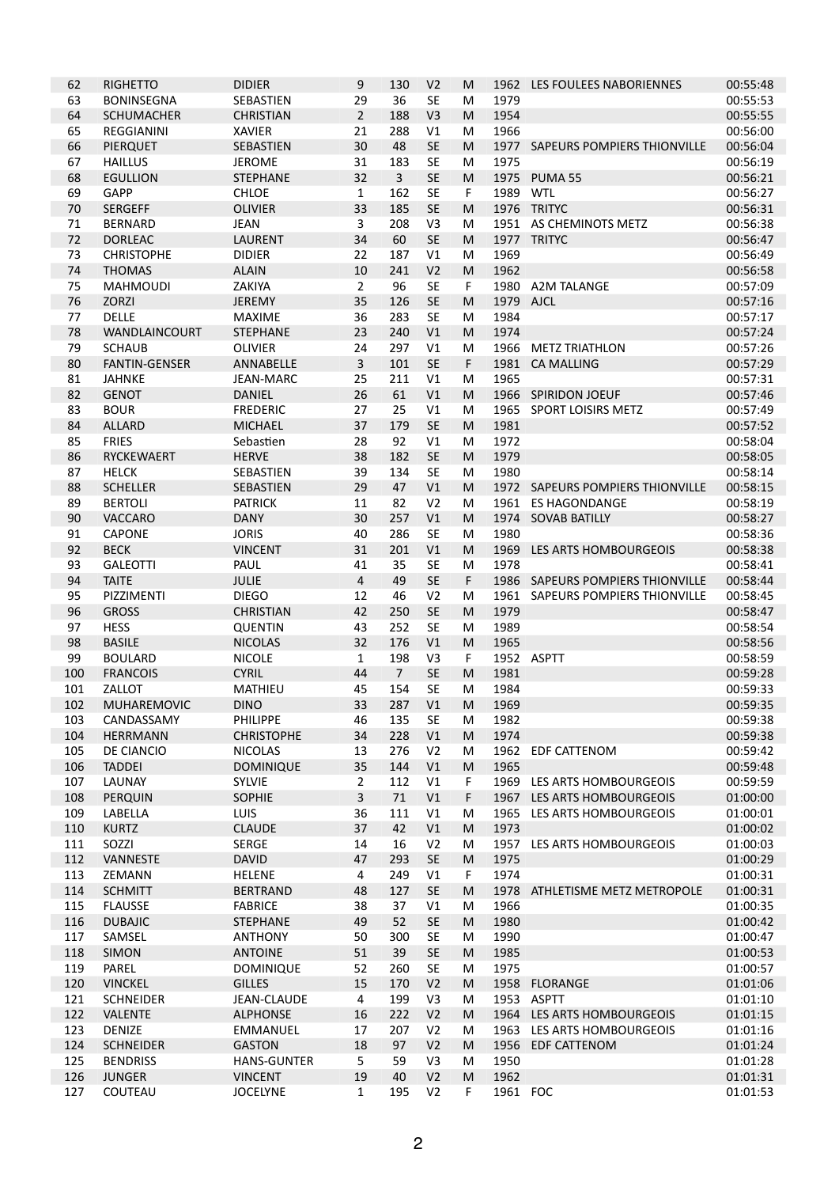| 62 | RIGHETTO | DIDIER | 9 | 130 | V2 | M | 1962 | LES FOULEES NABORIENNES | 00:55:48 |
|---|---|---|---|---|---|---|---|---|---|
| 63 | BONINSEGNA | SEBASTIEN | 29 | 36 | SE | M | 1979 | | 00:55:53 |
| 64 | SCHUMACHER | CHRISTIAN | 2 | 188 | V3 | M | 1954 | | 00:55:55 |
| 65 | REGGIANINI | XAVIER | 21 | 288 | V1 | M | 1966 | | 00:56:00 |
| 66 | PIERQUET | SEBASTIEN | 30 | 48 | SE | M | 1977 | SAPEURS POMPIERS THIONVILLE | 00:56:04 |
| 67 | HAILLUS | JEROME | 31 | 183 | SE | M | 1975 | | 00:56:19 |
| 68 | EGULLION | STEPHANE | 32 | 3 | SE | M | 1975 | PUMA 55 | 00:56:21 |
| 69 | GAPP | CHLOE | 1 | 162 | SE | F | 1989 | WTL | 00:56:27 |
| 70 | SERGEFF | OLIVIER | 33 | 185 | SE | M | 1976 | TRITYC | 00:56:31 |
| 71 | BERNARD | JEAN | 3 | 208 | V3 | M | 1951 | AS CHEMINOTS METZ | 00:56:38 |
| 72 | DORLEAC | LAURENT | 34 | 60 | SE | M | 1977 | TRITYC | 00:56:47 |
| 73 | CHRISTOPHE | DIDIER | 22 | 187 | V1 | M | 1969 | | 00:56:49 |
| 74 | THOMAS | ALAIN | 10 | 241 | V2 | M | 1962 | | 00:56:58 |
| 75 | MAHMOUDI | ZAKIYA | 2 | 96 | SE | F | 1980 | A2M TALANGE | 00:57:09 |
| 76 | ZORZI | JEREMY | 35 | 126 | SE | M | 1979 | AJCL | 00:57:16 |
| 77 | DELLE | MAXIME | 36 | 283 | SE | M | 1984 | | 00:57:17 |
| 78 | WANDLAINCOURT | STEPHANE | 23 | 240 | V1 | M | 1974 | | 00:57:24 |
| 79 | SCHAUB | OLIVIER | 24 | 297 | V1 | M | 1966 | METZ TRIATHLON | 00:57:26 |
| 80 | FANTIN-GENSER | ANNABELLE | 3 | 101 | SE | F | 1981 | CA MALLING | 00:57:29 |
| 81 | JAHNKE | JEAN-MARC | 25 | 211 | V1 | M | 1965 | | 00:57:31 |
| 82 | GENOT | DANIEL | 26 | 61 | V1 | M | 1966 | SPIRIDON JOEUF | 00:57:46 |
| 83 | BOUR | FREDERIC | 27 | 25 | V1 | M | 1965 | SPORT LOISIRS METZ | 00:57:49 |
| 84 | ALLARD | MICHAEL | 37 | 179 | SE | M | 1981 | | 00:57:52 |
| 85 | FRIES | Sebastien | 28 | 92 | V1 | M | 1972 | | 00:58:04 |
| 86 | RYCKEWAERT | HERVE | 38 | 182 | SE | M | 1979 | | 00:58:05 |
| 87 | HELCK | SEBASTIEN | 39 | 134 | SE | M | 1980 | | 00:58:14 |
| 88 | SCHELLER | SEBASTIEN | 29 | 47 | V1 | M | 1972 | SAPEURS POMPIERS THIONVILLE | 00:58:15 |
| 89 | BERTOLI | PATRICK | 11 | 82 | V2 | M | 1961 | ES HAGONDANGE | 00:58:19 |
| 90 | VACCARO | DANY | 30 | 257 | V1 | M | 1974 | SOVAB BATILLY | 00:58:27 |
| 91 | CAPONE | JORIS | 40 | 286 | SE | M | 1980 | | 00:58:36 |
| 92 | BECK | VINCENT | 31 | 201 | V1 | M | 1969 | LES ARTS HOMBOURGEOIS | 00:58:38 |
| 93 | GALEOTTI | PAUL | 41 | 35 | SE | M | 1978 | | 00:58:41 |
| 94 | TAITE | JULIE | 4 | 49 | SE | F | 1986 | SAPEURS POMPIERS THIONVILLE | 00:58:44 |
| 95 | PIZZIMENTI | DIEGO | 12 | 46 | V2 | M | 1961 | SAPEURS POMPIERS THIONVILLE | 00:58:45 |
| 96 | GROSS | CHRISTIAN | 42 | 250 | SE | M | 1979 | | 00:58:47 |
| 97 | HESS | QUENTIN | 43 | 252 | SE | M | 1989 | | 00:58:54 |
| 98 | BASILE | NICOLAS | 32 | 176 | V1 | M | 1965 | | 00:58:56 |
| 99 | BOULARD | NICOLE | 1 | 198 | V3 | F | 1952 | ASPTT | 00:58:59 |
| 100 | FRANCOIS | CYRIL | 44 | 7 | SE | M | 1981 | | 00:59:28 |
| 101 | ZALLOT | MATHIEU | 45 | 154 | SE | M | 1984 | | 00:59:33 |
| 102 | MUHAREMOVIC | DINO | 33 | 287 | V1 | M | 1969 | | 00:59:35 |
| 103 | CANDASSAMY | PHILIPPE | 46 | 135 | SE | M | 1982 | | 00:59:38 |
| 104 | HERRMANN | CHRISTOPHE | 34 | 228 | V1 | M | 1974 | | 00:59:38 |
| 105 | DE CIANCIO | NICOLAS | 13 | 276 | V2 | M | 1962 | EDF CATTENOM | 00:59:42 |
| 106 | TADDEI | DOMINIQUE | 35 | 144 | V1 | M | 1965 | | 00:59:48 |
| 107 | LAUNAY | SYLVIE | 2 | 112 | V1 | F | 1969 | LES ARTS HOMBOURGEOIS | 00:59:59 |
| 108 | PERQUIN | SOPHIE | 3 | 71 | V1 | F | 1967 | LES ARTS HOMBOURGEOIS | 01:00:00 |
| 109 | LABELLA | LUIS | 36 | 111 | V1 | M | 1965 | LES ARTS HOMBOURGEOIS | 01:00:01 |
| 110 | KURTZ | CLAUDE | 37 | 42 | V1 | M | 1973 | | 01:00:02 |
| 111 | SOZZI | SERGE | 14 | 16 | V2 | M | 1957 | LES ARTS HOMBOURGEOIS | 01:00:03 |
| 112 | VANNESTE | DAVID | 47 | 293 | SE | M | 1975 | | 01:00:29 |
| 113 | ZEMANN | HELENE | 4 | 249 | V1 | F | 1974 | | 01:00:31 |
| 114 | SCHMITT | BERTRAND | 48 | 127 | SE | M | 1978 | ATHLETISME METZ METROPOLE | 01:00:31 |
| 115 | FLAUSSE | FABRICE | 38 | 37 | V1 | M | 1966 | | 01:00:35 |
| 116 | DUBAJIC | STEPHANE | 49 | 52 | SE | M | 1980 | | 01:00:42 |
| 117 | SAMSEL | ANTHONY | 50 | 300 | SE | M | 1990 | | 01:00:47 |
| 118 | SIMON | ANTOINE | 51 | 39 | SE | M | 1985 | | 01:00:53 |
| 119 | PAREL | DOMINIQUE | 52 | 260 | SE | M | 1975 | | 01:00:57 |
| 120 | VINCKEL | GILLES | 15 | 170 | V2 | M | 1958 | FLORANGE | 01:01:06 |
| 121 | SCHNEIDER | JEAN-CLAUDE | 4 | 199 | V3 | M | 1953 | ASPTT | 01:01:10 |
| 122 | VALENTE | ALPHONSE | 16 | 222 | V2 | M | 1964 | LES ARTS HOMBOURGEOIS | 01:01:15 |
| 123 | DENIZE | EMMANUEL | 17 | 207 | V2 | M | 1963 | LES ARTS HOMBOURGEOIS | 01:01:16 |
| 124 | SCHNEIDER | GASTON | 18 | 97 | V2 | M | 1956 | EDF CATTENOM | 01:01:24 |
| 125 | BENDRISS | HANS-GUNTER | 5 | 59 | V3 | M | 1950 | | 01:01:28 |
| 126 | JUNGER | VINCENT | 19 | 40 | V2 | M | 1962 | | 01:01:31 |
| 127 | COUTEAU | JOCELYNE | 1 | 195 | V2 | F | 1961 | FOC | 01:01:53 |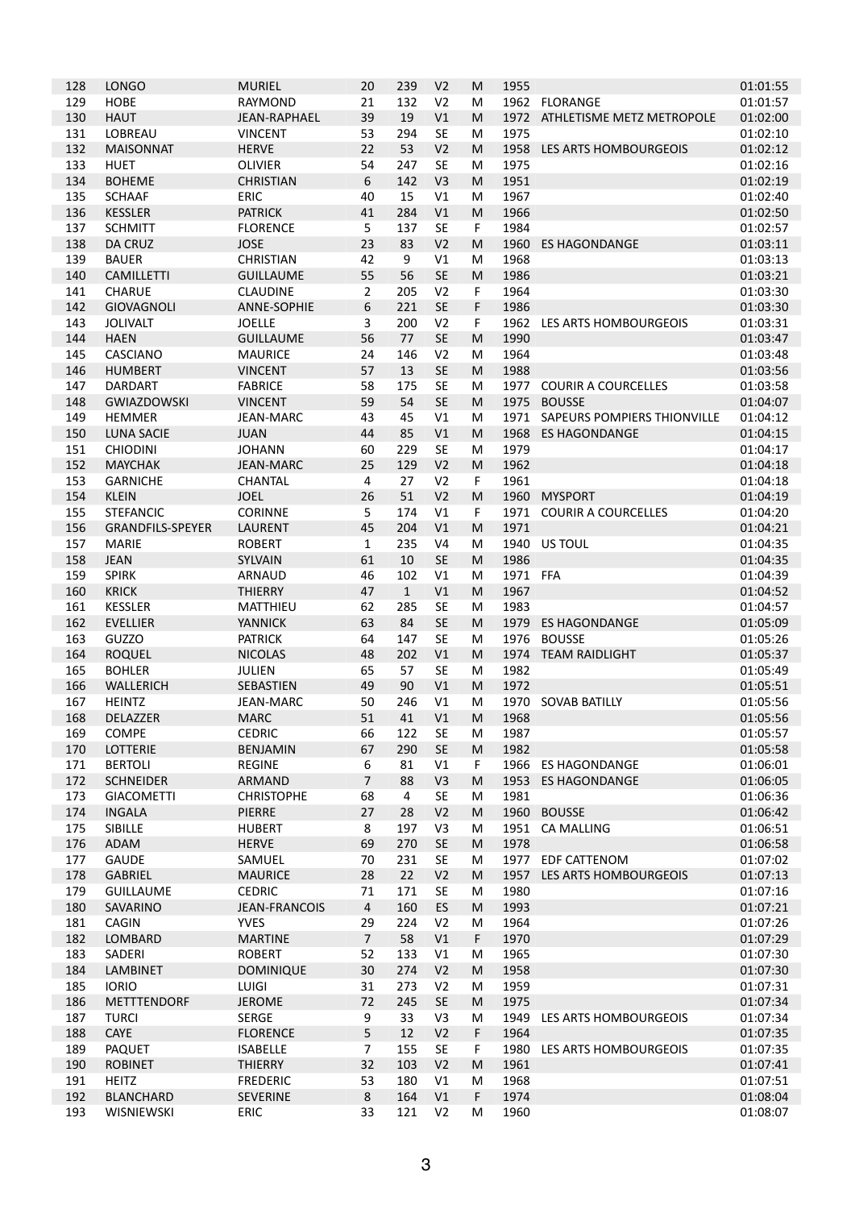| | | | | | | | | | |
|---|---|---|---|---|---|---|---|---|---|
| 128 | LONGO | MURIEL | 20 | 239 | V2 | M | 1955 | | 01:01:55 |
| 129 | HOBE | RAYMOND | 21 | 132 | V2 | M | 1962 | FLORANGE | 01:01:57 |
| 130 | HAUT | JEAN-RAPHAEL | 39 | 19 | V1 | M | 1972 | ATHLETISME METZ METROPOLE | 01:02:00 |
| 131 | LOBREAU | VINCENT | 53 | 294 | SE | M | 1975 | | 01:02:10 |
| 132 | MAISONNAT | HERVE | 22 | 53 | V2 | M | 1958 | LES ARTS HOMBOURGEOIS | 01:02:12 |
| 133 | HUET | OLIVIER | 54 | 247 | SE | M | 1975 | | 01:02:16 |
| 134 | BOHEME | CHRISTIAN | 6 | 142 | V3 | M | 1951 | | 01:02:19 |
| 135 | SCHAAF | ERIC | 40 | 15 | V1 | M | 1967 | | 01:02:40 |
| 136 | KESSLER | PATRICK | 41 | 284 | V1 | M | 1966 | | 01:02:50 |
| 137 | SCHMITT | FLORENCE | 5 | 137 | SE | F | 1984 | | 01:02:57 |
| 138 | DA CRUZ | JOSE | 23 | 83 | V2 | M | 1960 | ES HAGONDANGE | 01:03:11 |
| 139 | BAUER | CHRISTIAN | 42 | 9 | V1 | M | 1968 | | 01:03:13 |
| 140 | CAMILLETTI | GUILLAUME | 55 | 56 | SE | M | 1986 | | 01:03:21 |
| 141 | CHARUE | CLAUDINE | 2 | 205 | V2 | F | 1964 | | 01:03:30 |
| 142 | GIOVAGNOLI | ANNE-SOPHIE | 6 | 221 | SE | F | 1986 | | 01:03:30 |
| 143 | JOLIVALT | JOELLE | 3 | 200 | V2 | F | 1962 | LES ARTS HOMBOURGEOIS | 01:03:31 |
| 144 | HAEN | GUILLAUME | 56 | 77 | SE | M | 1990 | | 01:03:47 |
| 145 | CASCIANO | MAURICE | 24 | 146 | V2 | M | 1964 | | 01:03:48 |
| 146 | HUMBERT | VINCENT | 57 | 13 | SE | M | 1988 | | 01:03:56 |
| 147 | DARDART | FABRICE | 58 | 175 | SE | M | 1977 | COURIR A COURCELLES | 01:03:58 |
| 148 | GWIAZDOWSKI | VINCENT | 59 | 54 | SE | M | 1975 | BOUSSE | 01:04:07 |
| 149 | HEMMER | JEAN-MARC | 43 | 45 | V1 | M | 1971 | SAPEURS POMPIERS THIONVILLE | 01:04:12 |
| 150 | LUNA SACIE | JUAN | 44 | 85 | V1 | M | 1968 | ES HAGONDANGE | 01:04:15 |
| 151 | CHIODINI | JOHANN | 60 | 229 | SE | M | 1979 | | 01:04:17 |
| 152 | MAYCHAK | JEAN-MARC | 25 | 129 | V2 | M | 1962 | | 01:04:18 |
| 153 | GARNICHE | CHANTAL | 4 | 27 | V2 | F | 1961 | | 01:04:18 |
| 154 | KLEIN | JOEL | 26 | 51 | V2 | M | 1960 | MYSPORT | 01:04:19 |
| 155 | STEFANCIC | CORINNE | 5 | 174 | V1 | F | 1971 | COURIR A COURCELLES | 01:04:20 |
| 156 | GRANDFILS-SPEYER | LAURENT | 45 | 204 | V1 | M | 1971 | | 01:04:21 |
| 157 | MARIE | ROBERT | 1 | 235 | V4 | M | 1940 | US TOUL | 01:04:35 |
| 158 | JEAN | SYLVAIN | 61 | 10 | SE | M | 1986 | | 01:04:35 |
| 159 | SPIRK | ARNAUD | 46 | 102 | V1 | M | 1971 | FFA | 01:04:39 |
| 160 | KRICK | THIERRY | 47 | 1 | V1 | M | 1967 | | 01:04:52 |
| 161 | KESSLER | MATTHIEU | 62 | 285 | SE | M | 1983 | | 01:04:57 |
| 162 | EVELLIER | YANNICK | 63 | 84 | SE | M | 1979 | ES HAGONDANGE | 01:05:09 |
| 163 | GUZZO | PATRICK | 64 | 147 | SE | M | 1976 | BOUSSE | 01:05:26 |
| 164 | ROQUEL | NICOLAS | 48 | 202 | V1 | M | 1974 | TEAM RAIDLIGHT | 01:05:37 |
| 165 | BOHLER | JULIEN | 65 | 57 | SE | M | 1982 | | 01:05:49 |
| 166 | WALLERICH | SEBASTIEN | 49 | 90 | V1 | M | 1972 | | 01:05:51 |
| 167 | HEINTZ | JEAN-MARC | 50 | 246 | V1 | M | 1970 | SOVAB BATILLY | 01:05:56 |
| 168 | DELAZZER | MARC | 51 | 41 | V1 | M | 1968 | | 01:05:56 |
| 169 | COMPE | CEDRIC | 66 | 122 | SE | M | 1987 | | 01:05:57 |
| 170 | LOTTERIE | BENJAMIN | 67 | 290 | SE | M | 1982 | | 01:05:58 |
| 171 | BERTOLI | REGINE | 6 | 81 | V1 | F | 1966 | ES HAGONDANGE | 01:06:01 |
| 172 | SCHNEIDER | ARMAND | 7 | 88 | V3 | M | 1953 | ES HAGONDANGE | 01:06:05 |
| 173 | GIACOMETTI | CHRISTOPHE | 68 | 4 | SE | M | 1981 | | 01:06:36 |
| 174 | INGALA | PIERRE | 27 | 28 | V2 | M | 1960 | BOUSSE | 01:06:42 |
| 175 | SIBILLE | HUBERT | 8 | 197 | V3 | M | 1951 | CA MALLING | 01:06:51 |
| 176 | ADAM | HERVE | 69 | 270 | SE | M | 1978 | | 01:06:58 |
| 177 | GAUDE | SAMUEL | 70 | 231 | SE | M | 1977 | EDF CATTENOM | 01:07:02 |
| 178 | GABRIEL | MAURICE | 28 | 22 | V2 | M | 1957 | LES ARTS HOMBOURGEOIS | 01:07:13 |
| 179 | GUILLAUME | CEDRIC | 71 | 171 | SE | M | 1980 | | 01:07:16 |
| 180 | SAVARINO | JEAN-FRANCOIS | 4 | 160 | ES | M | 1993 | | 01:07:21 |
| 181 | CAGIN | YVES | 29 | 224 | V2 | M | 1964 | | 01:07:26 |
| 182 | LOMBARD | MARTINE | 7 | 58 | V1 | F | 1970 | | 01:07:29 |
| 183 | SADERI | ROBERT | 52 | 133 | V1 | M | 1965 | | 01:07:30 |
| 184 | LAMBINET | DOMINIQUE | 30 | 274 | V2 | M | 1958 | | 01:07:30 |
| 185 | IORIO | LUIGI | 31 | 273 | V2 | M | 1959 | | 01:07:31 |
| 186 | METTTENDORF | JEROME | 72 | 245 | SE | M | 1975 | | 01:07:34 |
| 187 | TURCI | SERGE | 9 | 33 | V3 | M | 1949 | LES ARTS HOMBOURGEOIS | 01:07:34 |
| 188 | CAYE | FLORENCE | 5 | 12 | V2 | F | 1964 | | 01:07:35 |
| 189 | PAQUET | ISABELLE | 7 | 155 | SE | F | 1980 | LES ARTS HOMBOURGEOIS | 01:07:35 |
| 190 | ROBINET | THIERRY | 32 | 103 | V2 | M | 1961 | | 01:07:41 |
| 191 | HEITZ | FREDERIC | 53 | 180 | V1 | M | 1968 | | 01:07:51 |
| 192 | BLANCHARD | SEVERINE | 8 | 164 | V1 | F | 1974 | | 01:08:04 |
| 193 | WISNIEWSKI | ERIC | 33 | 121 | V2 | M | 1960 | | 01:08:07 |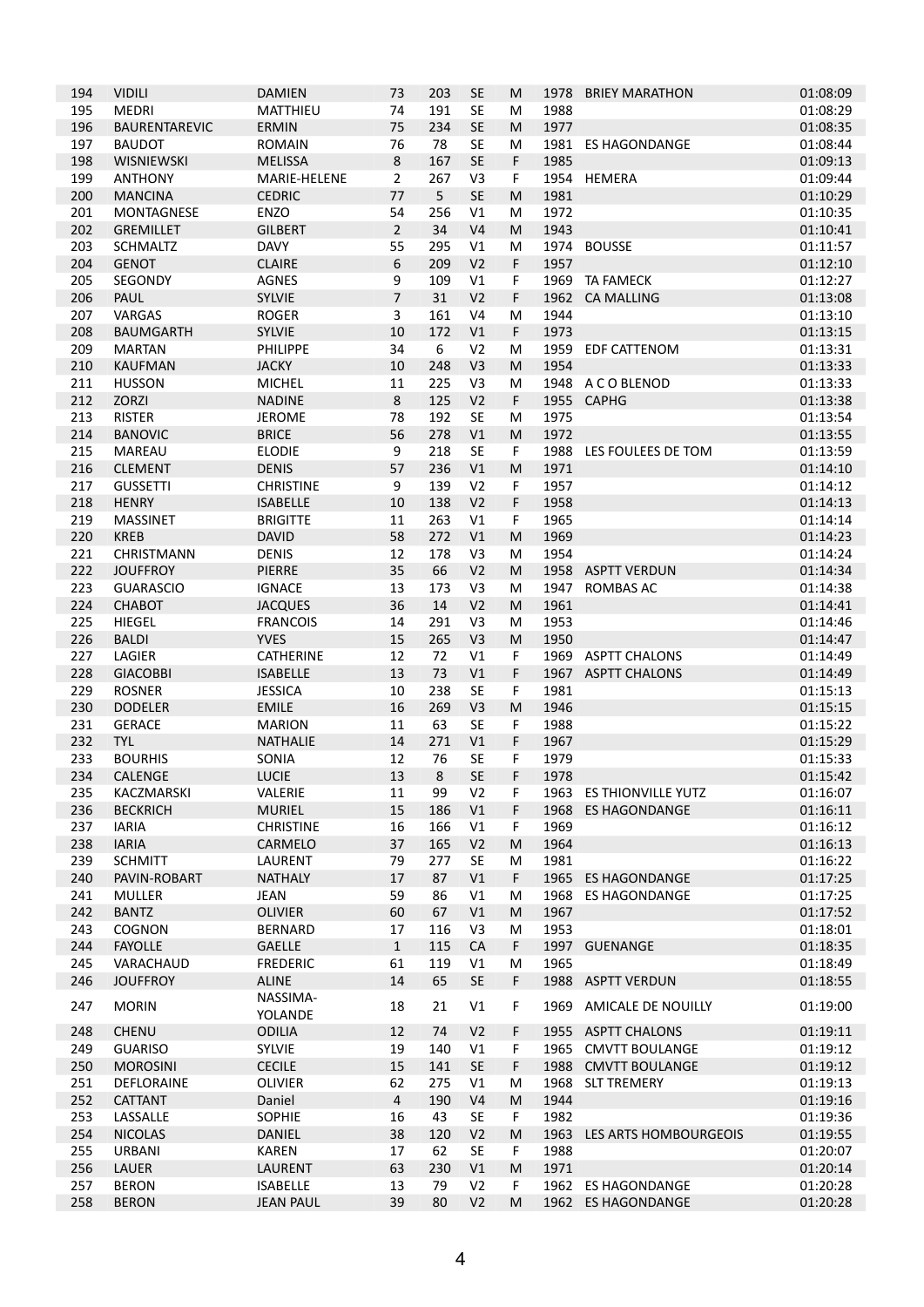| 194 | VIDILI | DAMIEN | 73 | 203 | SE | M | 1978 | BRIEY MARATHON | 01:08:09 |
|---|---|---|---|---|---|---|---|---|---|
| 195 | MEDRI | MATTHIEU | 74 | 191 | SE | M | 1988 | | 01:08:29 |
| 196 | BAURENTAREVIC | ERMIN | 75 | 234 | SE | M | 1977 | | 01:08:35 |
| 197 | BAUDOT | ROMAIN | 76 | 78 | SE | M | 1981 | ES HAGONDANGE | 01:08:44 |
| 198 | WISNIEWSKI | MELISSA | 8 | 167 | SE | F | 1985 | | 01:09:13 |
| 199 | ANTHONY | MARIE-HELENE | 2 | 267 | V3 | F | 1954 | HEMERA | 01:09:44 |
| 200 | MANCINA | CEDRIC | 77 | 5 | SE | M | 1981 | | 01:10:29 |
| 201 | MONTAGNESE | ENZO | 54 | 256 | V1 | M | 1972 | | 01:10:35 |
| 202 | GREMILLET | GILBERT | 2 | 34 | V4 | M | 1943 | | 01:10:41 |
| 203 | SCHMALTZ | DAVY | 55 | 295 | V1 | M | 1974 | BOUSSE | 01:11:57 |
| 204 | GENOT | CLAIRE | 6 | 209 | V2 | F | 1957 | | 01:12:10 |
| 205 | SEGONDY | AGNES | 9 | 109 | V1 | F | 1969 | TA FAMECK | 01:12:27 |
| 206 | PAUL | SYLVIE | 7 | 31 | V2 | F | 1962 | CA MALLING | 01:13:08 |
| 207 | VARGAS | ROGER | 3 | 161 | V4 | M | 1944 | | 01:13:10 |
| 208 | BAUMGARTH | SYLVIE | 10 | 172 | V1 | F | 1973 | | 01:13:15 |
| 209 | MARTAN | PHILIPPE | 34 | 6 | V2 | M | 1959 | EDF CATTENOM | 01:13:31 |
| 210 | KAUFMAN | JACKY | 10 | 248 | V3 | M | 1954 | | 01:13:33 |
| 211 | HUSSON | MICHEL | 11 | 225 | V3 | M | 1948 | A C O BLENOD | 01:13:33 |
| 212 | ZORZI | NADINE | 8 | 125 | V2 | F | 1955 | CAPHG | 01:13:38 |
| 213 | RISTER | JEROME | 78 | 192 | SE | M | 1975 | | 01:13:54 |
| 214 | BANOVIC | BRICE | 56 | 278 | V1 | M | 1972 | | 01:13:55 |
| 215 | MAREAU | ELODIE | 9 | 218 | SE | F | 1988 | LES FOULEES DE TOM | 01:13:59 |
| 216 | CLEMENT | DENIS | 57 | 236 | V1 | M | 1971 | | 01:14:10 |
| 217 | GUSSETTI | CHRISTINE | 9 | 139 | V2 | F | 1957 | | 01:14:12 |
| 218 | HENRY | ISABELLE | 10 | 138 | V2 | F | 1958 | | 01:14:13 |
| 219 | MASSINET | BRIGITTE | 11 | 263 | V1 | F | 1965 | | 01:14:14 |
| 220 | KREB | DAVID | 58 | 272 | V1 | M | 1969 | | 01:14:23 |
| 221 | CHRISTMANN | DENIS | 12 | 178 | V3 | M | 1954 | | 01:14:24 |
| 222 | JOUFFROY | PIERRE | 35 | 66 | V2 | M | 1958 | ASPTT VERDUN | 01:14:34 |
| 223 | GUARASCIO | IGNACE | 13 | 173 | V3 | M | 1947 | ROMBAS AC | 01:14:38 |
| 224 | CHABOT | JACQUES | 36 | 14 | V2 | M | 1961 | | 01:14:41 |
| 225 | HIEGEL | FRANCOIS | 14 | 291 | V3 | M | 1953 | | 01:14:46 |
| 226 | BALDI | YVES | 15 | 265 | V3 | M | 1950 | | 01:14:47 |
| 227 | LAGIER | CATHERINE | 12 | 72 | V1 | F | 1969 | ASPTT CHALONS | 01:14:49 |
| 228 | GIACOBBI | ISABELLE | 13 | 73 | V1 | F | 1967 | ASPTT CHALONS | 01:14:49 |
| 229 | ROSNER | JESSICA | 10 | 238 | SE | F | 1981 | | 01:15:13 |
| 230 | DODELER | EMILE | 16 | 269 | V3 | M | 1946 | | 01:15:15 |
| 231 | GERACE | MARION | 11 | 63 | SE | F | 1988 | | 01:15:22 |
| 232 | TYL | NATHALIE | 14 | 271 | V1 | F | 1967 | | 01:15:29 |
| 233 | BOURHIS | SONIA | 12 | 76 | SE | F | 1979 | | 01:15:33 |
| 234 | CALENGE | LUCIE | 13 | 8 | SE | F | 1978 | | 01:15:42 |
| 235 | KACZMARSKI | VALERIE | 11 | 99 | V2 | F | 1963 | ES THIONVILLE YUTZ | 01:16:07 |
| 236 | BECKRICH | MURIEL | 15 | 186 | V1 | F | 1968 | ES HAGONDANGE | 01:16:11 |
| 237 | IARIA | CHRISTINE | 16 | 166 | V1 | F | 1969 | | 01:16:12 |
| 238 | IARIA | CARMELO | 37 | 165 | V2 | M | 1964 | | 01:16:13 |
| 239 | SCHMITT | LAURENT | 79 | 277 | SE | M | 1981 | | 01:16:22 |
| 240 | PAVIN-ROBART | NATHALY | 17 | 87 | V1 | F | 1965 | ES HAGONDANGE | 01:17:25 |
| 241 | MULLER | JEAN | 59 | 86 | V1 | M | 1968 | ES HAGONDANGE | 01:17:25 |
| 242 | BANTZ | OLIVIER | 60 | 67 | V1 | M | 1967 | | 01:17:52 |
| 243 | COGNON | BERNARD | 17 | 116 | V3 | M | 1953 | | 01:18:01 |
| 244 | FAYOLLE | GAELLE | 1 | 115 | CA | F | 1997 | GUENANGE | 01:18:35 |
| 245 | VARACHAUD | FREDERIC | 61 | 119 | V1 | M | 1965 | | 01:18:49 |
| 246 | JOUFFROY | ALINE | 14 | 65 | SE | F | 1988 | ASPTT VERDUN | 01:18:55 |
| 247 | MORIN | NASSIMA-YOLANDE | 18 | 21 | V1 | F | 1969 | AMICALE DE NOUILLY | 01:19:00 |
| 248 | CHENU | ODILIA | 12 | 74 | V2 | F | 1955 | ASPTT CHALONS | 01:19:11 |
| 249 | GUARISO | SYLVIE | 19 | 140 | V1 | F | 1965 | CMVTT BOULANGE | 01:19:12 |
| 250 | MOROSINI | CECILE | 15 | 141 | SE | F | 1988 | CMVTT BOULANGE | 01:19:12 |
| 251 | DEFLORAINE | OLIVIER | 62 | 275 | V1 | M | 1968 | SLT TREMERY | 01:19:13 |
| 252 | CATTANT | Daniel | 4 | 190 | V4 | M | 1944 | | 01:19:16 |
| 253 | LASSALLE | SOPHIE | 16 | 43 | SE | F | 1982 | | 01:19:36 |
| 254 | NICOLAS | DANIEL | 38 | 120 | V2 | M | 1963 | LES ARTS HOMBOURGEOIS | 01:19:55 |
| 255 | URBANI | KAREN | 17 | 62 | SE | F | 1988 | | 01:20:07 |
| 256 | LAUER | LAURENT | 63 | 230 | V1 | M | 1971 | | 01:20:14 |
| 257 | BERON | ISABELLE | 13 | 79 | V2 | F | 1962 | ES HAGONDANGE | 01:20:28 |
| 258 | BERON | JEAN PAUL | 39 | 80 | V2 | M | 1962 | ES HAGONDANGE | 01:20:28 |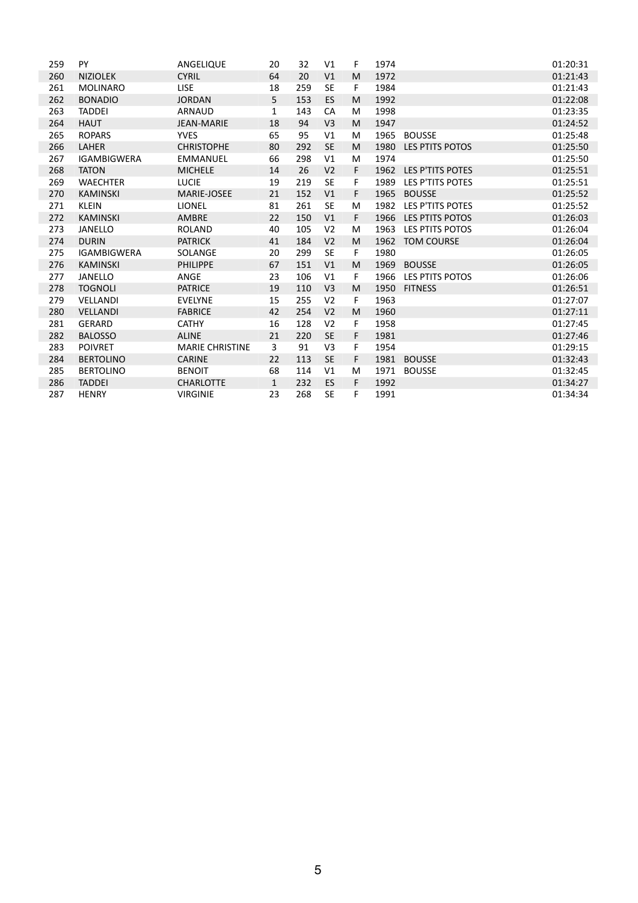| | | | | | | | | | |
|---|---|---|---|---|---|---|---|---|---|
| 259 | PY | ANGELIQUE | 20 | 32 | V1 | F | 1974 | | 01:20:31 |
| 260 | NIZIOLEK | CYRIL | 64 | 20 | V1 | M | 1972 | | 01:21:43 |
| 261 | MOLINARO | LISE | 18 | 259 | SE | F | 1984 | | 01:21:43 |
| 262 | BONADIO | JORDAN | 5 | 153 | ES | M | 1992 | | 01:22:08 |
| 263 | TADDEI | ARNAUD | 1 | 143 | CA | M | 1998 | | 01:23:35 |
| 264 | HAUT | JEAN-MARIE | 18 | 94 | V3 | M | 1947 | | 01:24:52 |
| 265 | ROPARS | YVES | 65 | 95 | V1 | M | 1965 | BOUSSE | 01:25:48 |
| 266 | LAHER | CHRISTOPHE | 80 | 292 | SE | M | 1980 | LES PTITS POTOS | 01:25:50 |
| 267 | IGAMBIGWERA | EMMANUEL | 66 | 298 | V1 | M | 1974 | | 01:25:50 |
| 268 | TATON | MICHELE | 14 | 26 | V2 | F | 1962 | LES P'TITS POTES | 01:25:51 |
| 269 | WAECHTER | LUCIE | 19 | 219 | SE | F | 1989 | LES P'TITS POTES | 01:25:51 |
| 270 | KAMINSKI | MARIE-JOSEE | 21 | 152 | V1 | F | 1965 | BOUSSE | 01:25:52 |
| 271 | KLEIN | LIONEL | 81 | 261 | SE | M | 1982 | LES P'TITS POTES | 01:25:52 |
| 272 | KAMINSKI | AMBRE | 22 | 150 | V1 | F | 1966 | LES PTITS POTOS | 01:26:03 |
| 273 | JANELLO | ROLAND | 40 | 105 | V2 | M | 1963 | LES PTITS POTOS | 01:26:04 |
| 274 | DURIN | PATRICK | 41 | 184 | V2 | M | 1962 | TOM COURSE | 01:26:04 |
| 275 | IGAMBIGWERA | SOLANGE | 20 | 299 | SE | F | 1980 | | 01:26:05 |
| 276 | KAMINSKI | PHILIPPE | 67 | 151 | V1 | M | 1969 | BOUSSE | 01:26:05 |
| 277 | JANELLO | ANGE | 23 | 106 | V1 | F | 1966 | LES PTITS POTOS | 01:26:06 |
| 278 | TOGNOLI | PATRICE | 19 | 110 | V3 | M | 1950 | FITNESS | 01:26:51 |
| 279 | VELLANDI | EVELYNE | 15 | 255 | V2 | F | 1963 | | 01:27:07 |
| 280 | VELLANDI | FABRICE | 42 | 254 | V2 | M | 1960 | | 01:27:11 |
| 281 | GERARD | CATHY | 16 | 128 | V2 | F | 1958 | | 01:27:45 |
| 282 | BALOSSO | ALINE | 21 | 220 | SE | F | 1981 | | 01:27:46 |
| 283 | POIVRET | MARIE CHRISTINE | 3 | 91 | V3 | F | 1954 | | 01:29:15 |
| 284 | BERTOLINO | CARINE | 22 | 113 | SE | F | 1981 | BOUSSE | 01:32:43 |
| 285 | BERTOLINO | BENOIT | 68 | 114 | V1 | M | 1971 | BOUSSE | 01:32:45 |
| 286 | TADDEI | CHARLOTTE | 1 | 232 | ES | F | 1992 | | 01:34:27 |
| 287 | HENRY | VIRGINIE | 23 | 268 | SE | F | 1991 | | 01:34:34 |